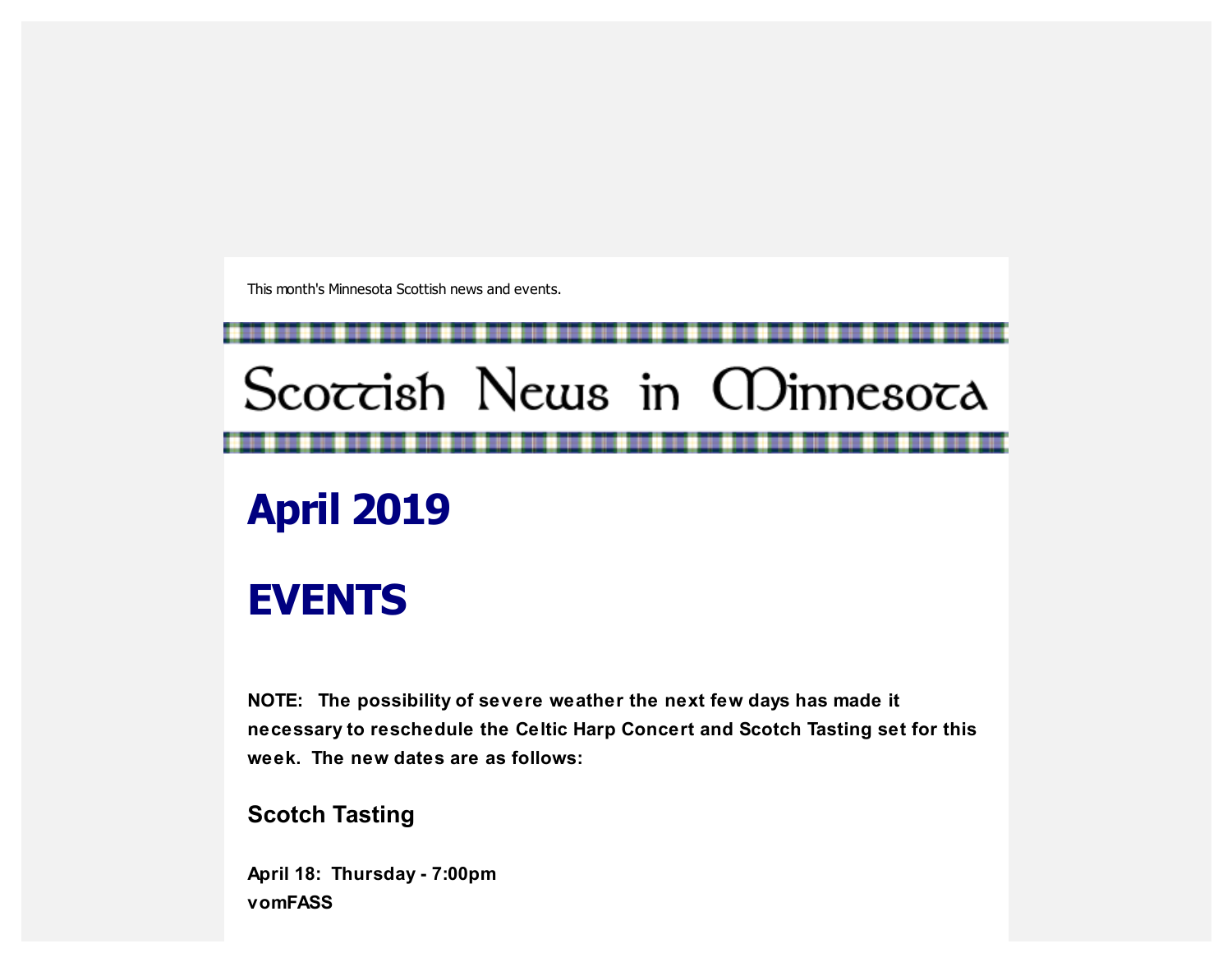This month's Minnesota Scottish news and events.

# Scottish News in Minnesota

# April 2019

# EVENTS

**NOTE: The possibility of severe weather the next few days has made it necessary to reschedule the Celtic Harp Concert and Scotch Tasting set for this week. The new dates are as follows:**

### Scotch Tasting

**April 18: Thursday - 7:00pm**
**vomFASS**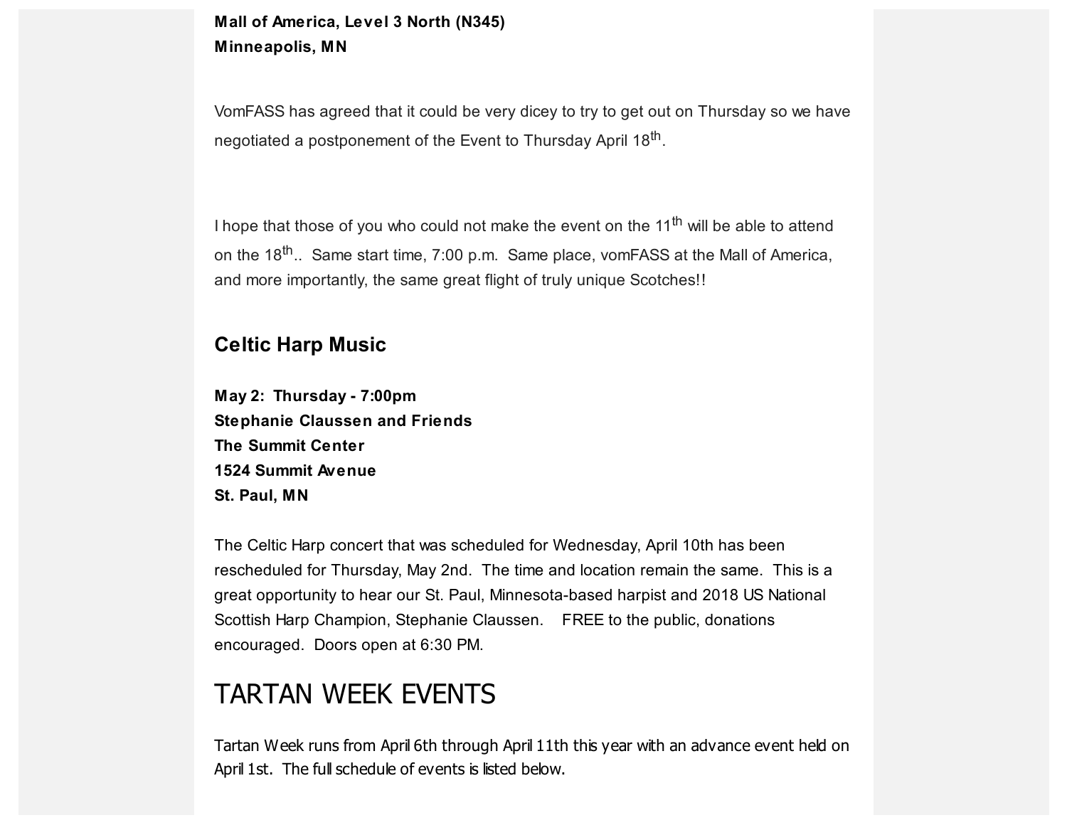**Mall of America, Level 3 North (N345)**
**Minneapolis, MN**

VomFASS has agreed that it could be very dicey to try to get out on Thursday so we have negotiated a postponement of the Event to Thursday April 18th.

I hope that those of you who could not make the event on the 11th will be able to attend on the 18th.. Same start time, 7:00 p.m. Same place, vomFASS at the Mall of America, and more importantly, the same great flight of truly unique Scotches!!

### Celtic Harp Music

**May 2: Thursday - 7:00pm**
**Stephanie Claussen and Friends**
**The Summit Center**
**1524 Summit Avenue**
**St. Paul, MN**

The Celtic Harp concert that was scheduled for Wednesday, April 10th has been rescheduled for Thursday, May 2nd. The time and location remain the same. This is a great opportunity to hear our St. Paul, Minnesota-based harpist and 2018 US National Scottish Harp Champion, Stephanie Claussen. FREE to the public, donations encouraged. Doors open at 6:30 PM.

## TARTAN WEEK EVENTS

Tartan Week runs from April 6th through April 11th this year with an advance event held on April 1st. The full schedule of events is listed below.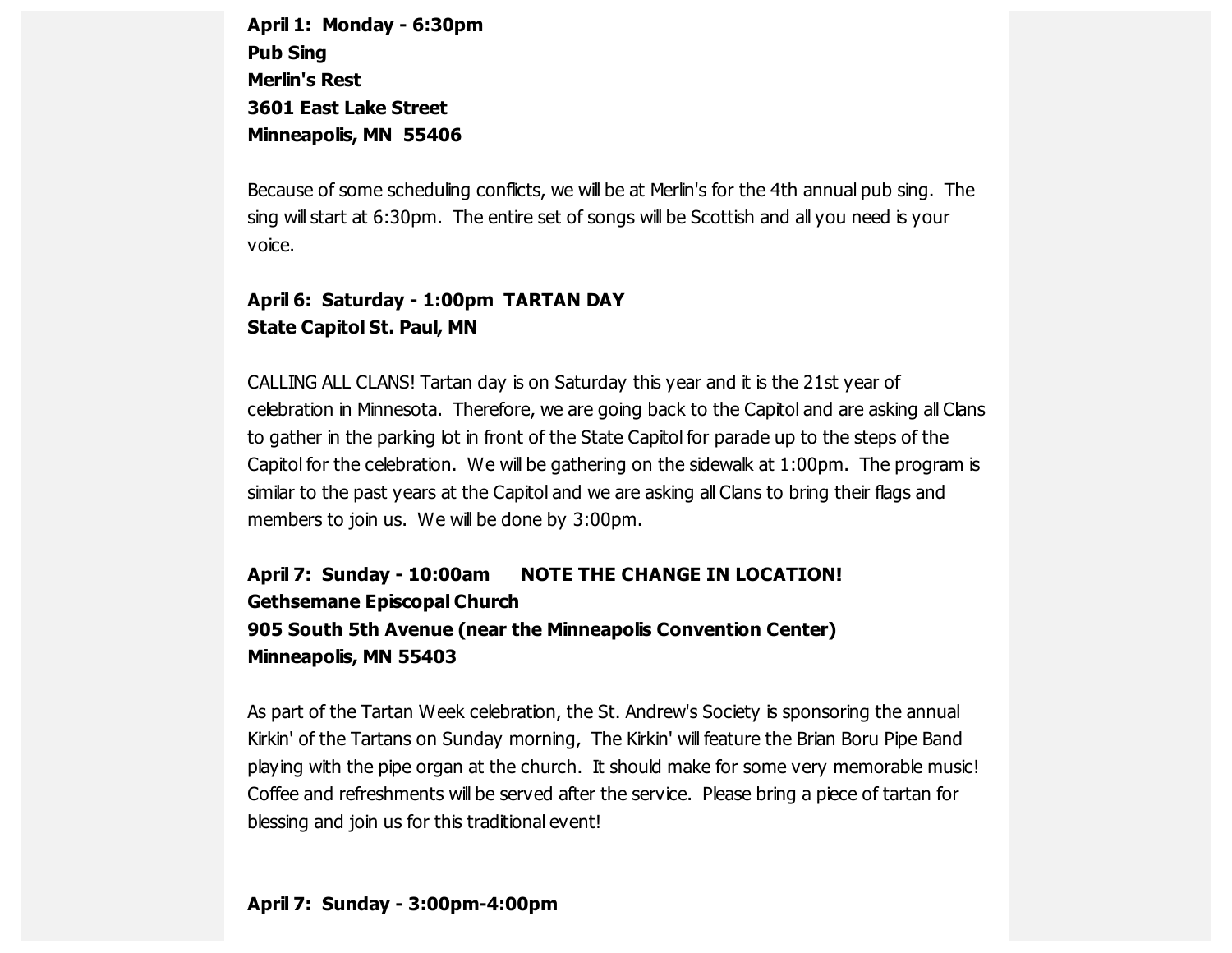**April 1:  Monday - 6:30pm**
**Pub Sing**
**Merlin's Rest**
**3601 East Lake Street**
**Minneapolis, MN  55406**

Because of some scheduling conflicts, we will be at Merlin's for the 4th annual pub sing.  The sing will start at 6:30pm.  The entire set of songs will be Scottish and all you need is your voice.

**April 6:  Saturday - 1:00pm  TARTAN DAY**
**State Capitol St. Paul, MN**

CALLING ALL CLANS! Tartan day is on Saturday this year and it is the 21st year of celebration in Minnesota.  Therefore, we are going back to the Capitol and are asking all Clans to gather in the parking lot in front of the State Capitol for parade up to the steps of the Capitol for the celebration.  We will be gathering on the sidewalk at 1:00pm.  The program is similar to the past years at the Capitol and we are asking all Clans to bring their flags and members to join us.  We will be done by 3:00pm.

**April 7:  Sunday - 10:00am      NOTE THE CHANGE IN LOCATION!**
**Gethsemane Episcopal Church**
**905 South 5th Avenue (near the Minneapolis Convention Center)**
**Minneapolis, MN 55403**

As part of the Tartan Week celebration, the St. Andrew's Society is sponsoring the annual Kirkin' of the Tartans on Sunday morning,  The Kirkin' will feature the Brian Boru Pipe Band playing with the pipe organ at the church.  It should make for some very memorable music! Coffee and refreshments will be served after the service.  Please bring a piece of tartan for blessing and join us for this traditional event!

**April 7:  Sunday - 3:00pm-4:00pm**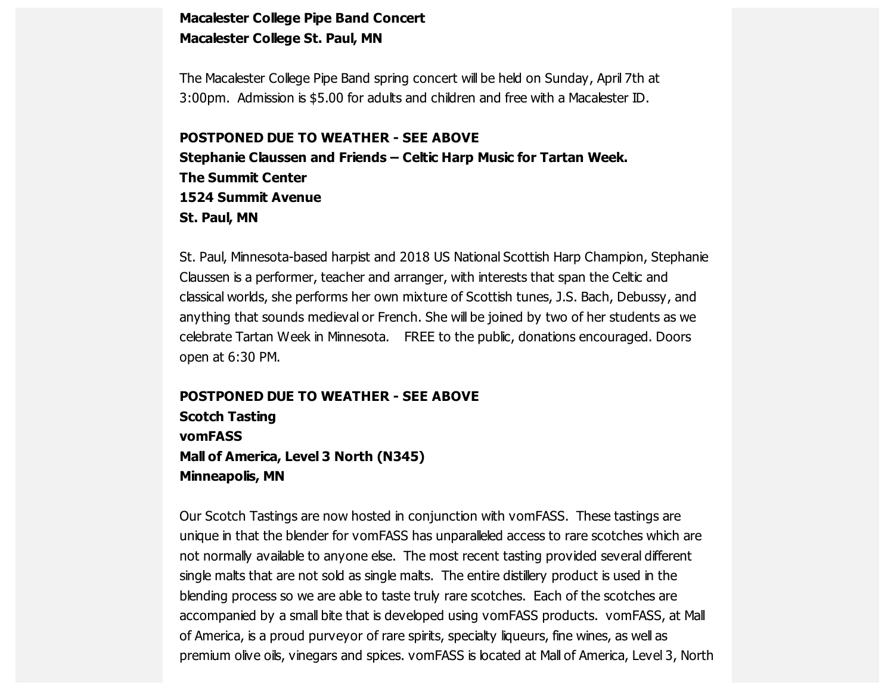**Macalester College Pipe Band Concert**
**Macalester College St. Paul, MN**

The Macalester College Pipe Band spring concert will be held on Sunday, April 7th at 3:00pm. Admission is $5.00 for adults and children and free with a Macalester ID.

**POSTPONED DUE TO WEATHER - SEE ABOVE**
**Stephanie Claussen and Friends – Celtic Harp Music for Tartan Week.**
**The Summit Center**
**1524 Summit Avenue**
**St. Paul, MN**

St. Paul, Minnesota-based harpist and 2018 US National Scottish Harp Champion, Stephanie Claussen is a performer, teacher and arranger, with interests that span the Celtic and classical worlds, she performs her own mixture of Scottish tunes, J.S. Bach, Debussy, and anything that sounds medieval or French. She will be joined by two of her students as we celebrate Tartan Week in Minnesota. FREE to the public, donations encouraged. Doors open at 6:30 PM.

**POSTPONED DUE TO WEATHER - SEE ABOVE**
**Scotch Tasting**
**vomFASS**
**Mall of America, Level 3 North (N345)**
**Minneapolis, MN**

Our Scotch Tastings are now hosted in conjunction with vomFASS. These tastings are unique in that the blender for vomFASS has unparalleled access to rare scotches which are not normally available to anyone else. The most recent tasting provided several different single malts that are not sold as single malts. The entire distillery product is used in the blending process so we are able to taste truly rare scotches. Each of the scotches are accompanied by a small bite that is developed using vomFASS products. vomFASS, at Mall of America, is a proud purveyor of rare spirits, specialty liqueurs, fine wines, as well as premium olive oils, vinegars and spices. vomFASS is located at Mall of America, Level 3, North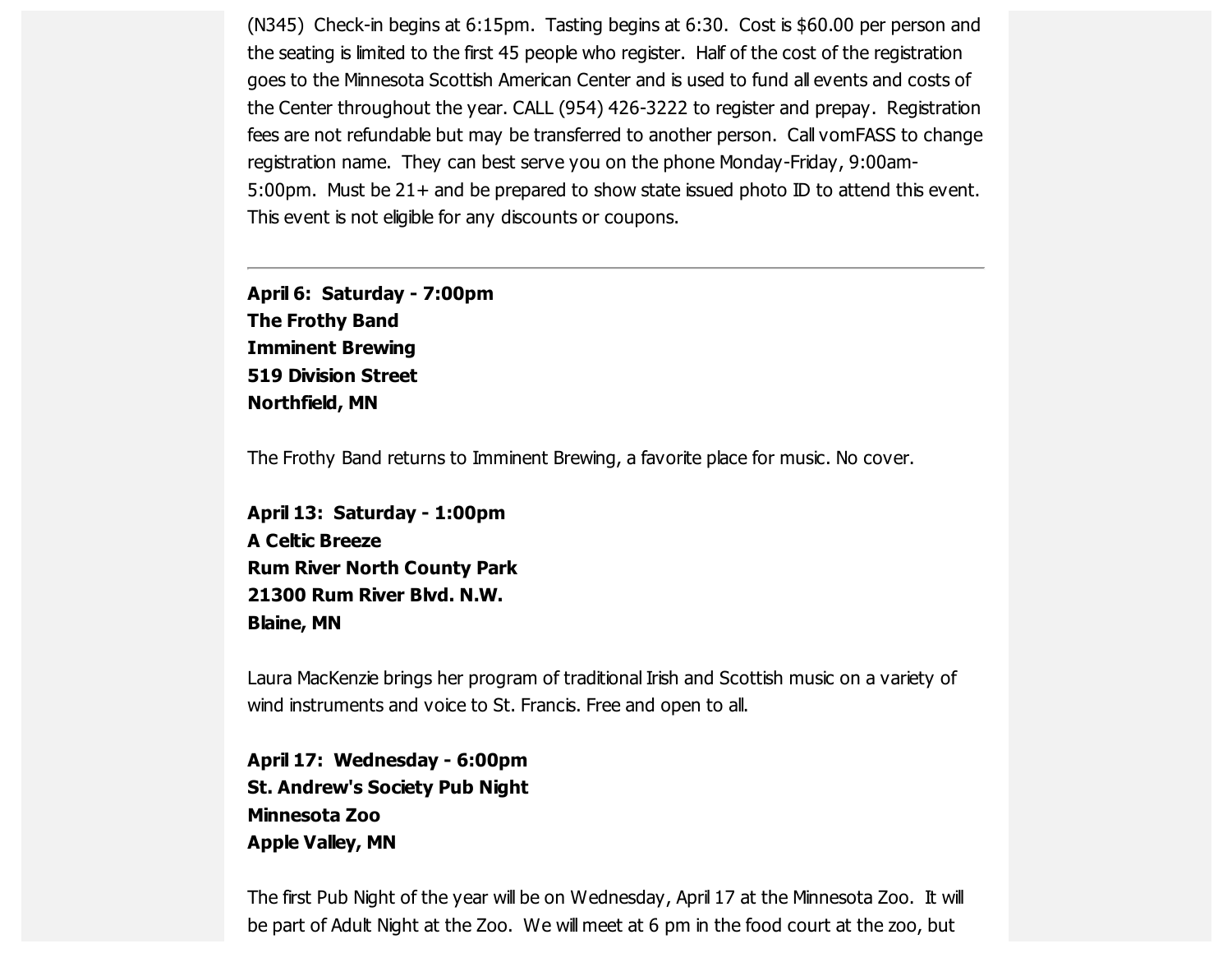(N345) Check-in begins at 6:15pm. Tasting begins at 6:30. Cost is $60.00 per person and the seating is limited to the first 45 people who register. Half of the cost of the registration goes to the Minnesota Scottish American Center and is used to fund all events and costs of the Center throughout the year. CALL (954) 426-3222 to register and prepay. Registration fees are not refundable but may be transferred to another person. Call vomFASS to change registration name. They can best serve you on the phone Monday-Friday, 9:00am-5:00pm. Must be 21+ and be prepared to show state issued photo ID to attend this event. This event is not eligible for any discounts or coupons.

---

**April 6: Saturday - 7:00pm**
**The Frothy Band**
**Imminent Brewing**
**519 Division Street**
**Northfield, MN**

The Frothy Band returns to Imminent Brewing, a favorite place for music. No cover.

**April 13: Saturday - 1:00pm**
**A Celtic Breeze**
**Rum River North County Park**
**21300 Rum River Blvd. N.W.**
**Blaine, MN**

Laura MacKenzie brings her program of traditional Irish and Scottish music on a variety of wind instruments and voice to St. Francis. Free and open to all.

**April 17: Wednesday - 6:00pm**
**St. Andrew's Society Pub Night**
**Minnesota Zoo**
**Apple Valley, MN**

The first Pub Night of the year will be on Wednesday, April 17 at the Minnesota Zoo. It will be part of Adult Night at the Zoo. We will meet at 6 pm in the food court at the zoo, but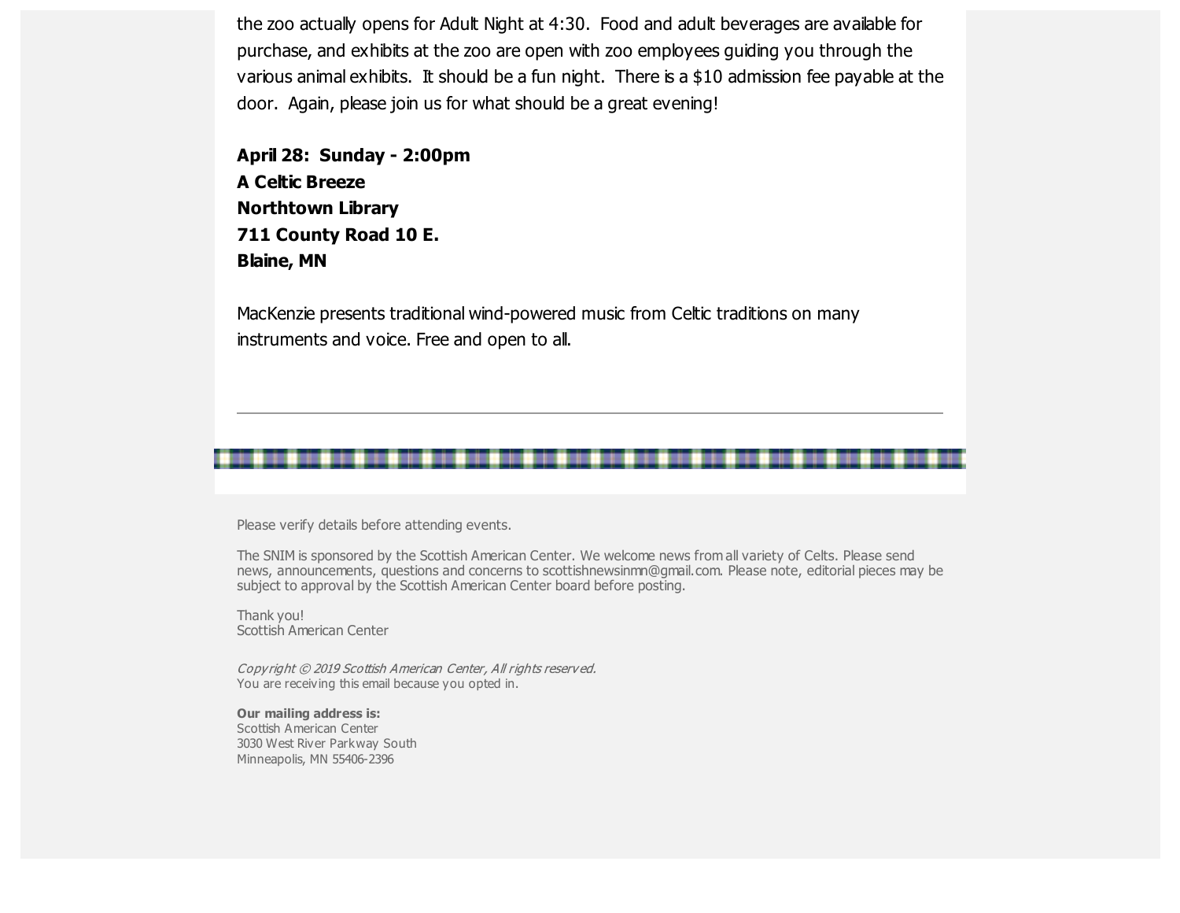the zoo actually opens for Adult Night at 4:30. Food and adult beverages are available for purchase, and exhibits at the zoo are open with zoo employees guiding you through the various animal exhibits. It should be a fun night. There is a $10 admission fee payable at the door. Again, please join us for what should be a great evening!

**April 28: Sunday - 2:00pm**
**A Celtic Breeze**
**Northtown Library**
**711 County Road 10 E.**
**Blaine, MN**

MacKenzie presents traditional wind-powered music from Celtic traditions on many instruments and voice. Free and open to all.

---

Please verify details before attending events.

The SNIM is sponsored by the Scottish American Center. We welcome news from all variety of Celts. Please send news, announcements, questions and concerns to scottishnewsinmn@gmail.com. Please note, editorial pieces may be subject to approval by the Scottish American Center board before posting.

Thank you!
Scottish American Center

*Copyright © 2019 Scottish American Center, All rights reserved.*
You are receiving this email because you opted in.

**Our mailing address is:**
Scottish American Center
3030 West River Parkway South
Minneapolis, MN 55406-2396